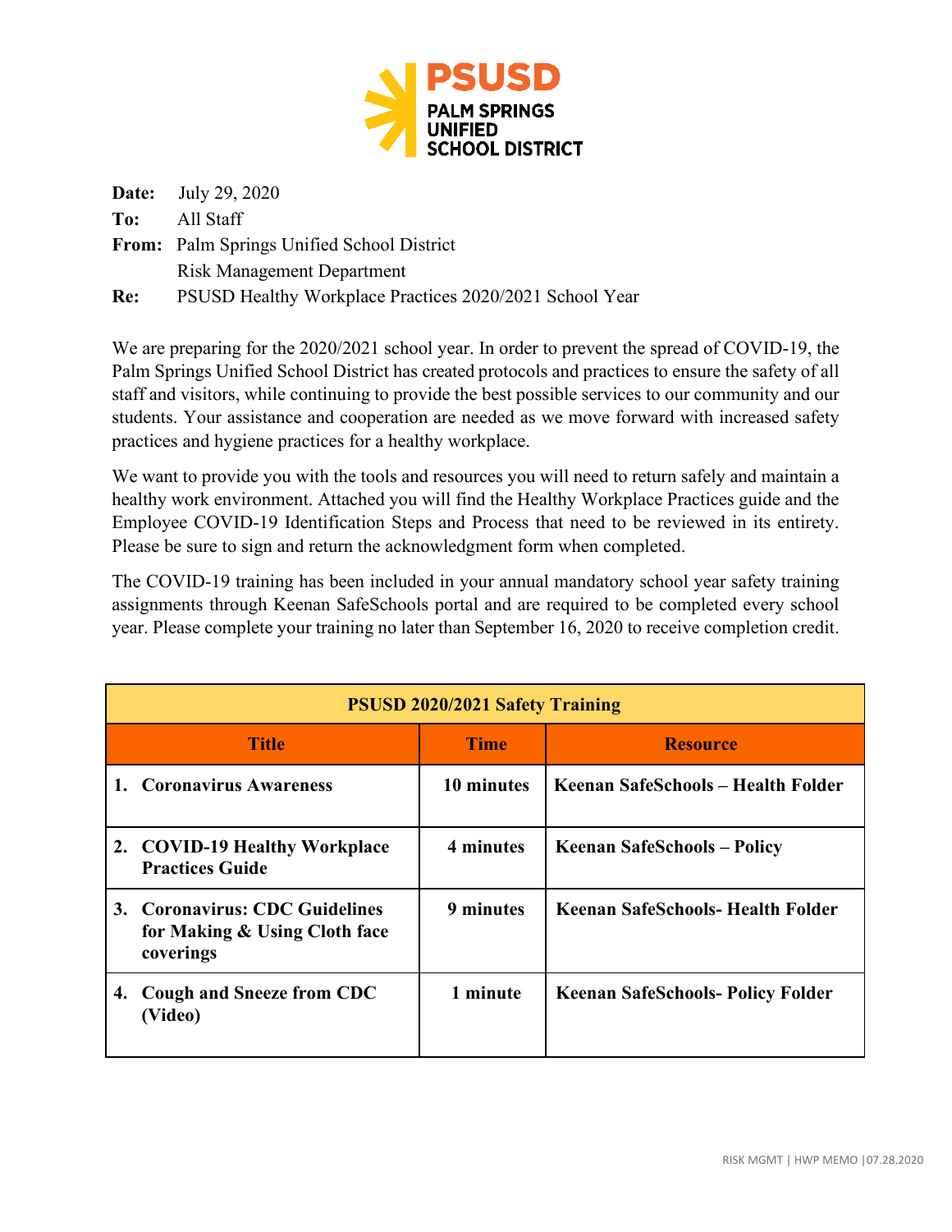**PSUSD**
**PALM SPRINGS UNIFIED SCHOOL DISTRICT**

**Date:** July 29, 2020

**To:** All Staff

**From:** Palm Springs Unified School District
Risk Management Department

**Re:** PSUSD Healthy Workplace Practices 2020/2021 School Year

We are preparing for the 2020/2021 school year. In order to prevent the spread of COVID-19, the Palm Springs Unified School District has created protocols and practices to ensure the safety of all staff and visitors, while continuing to provide the best possible services to our community and our students. Your assistance and cooperation are needed as we move forward with increased safety practices and hygiene practices for a healthy workplace.

We want to provide you with the tools and resources you will need to return safely and maintain a healthy work environment. Attached you will find the Healthy Workplace Practices guide and the Employee COVID-19 Identification Steps and Process that need to be reviewed in its entirety. Please be sure to sign and return the acknowledgment form when completed.

The COVID-19 training has been included in your annual mandatory school year safety training assignments through Keenan SafeSchools portal and are required to be completed every school year. Please complete your training no later than September 16, 2020 to receive completion credit.

| **PSUSD 2020/2021 Safety Training** | | |
|---|---|---|
| **Title** | **Time** | **Resource** |
| **1. Coronavirus Awareness** | **10 minutes** | **Keenan SafeSchools – Health Folder** |
| **2. COVID-19 Healthy Workplace Practices Guide** | **4 minutes** | **Keenan SafeSchools – Policy** |
| **3. Coronavirus: CDC Guidelines for Making & Using Cloth face coverings** | **9 minutes** | **Keenan SafeSchools- Health Folder** |
| **4. Cough and Sneeze from CDC (Video)** | **1 minute** | **Keenan SafeSchools- Policy Folder** |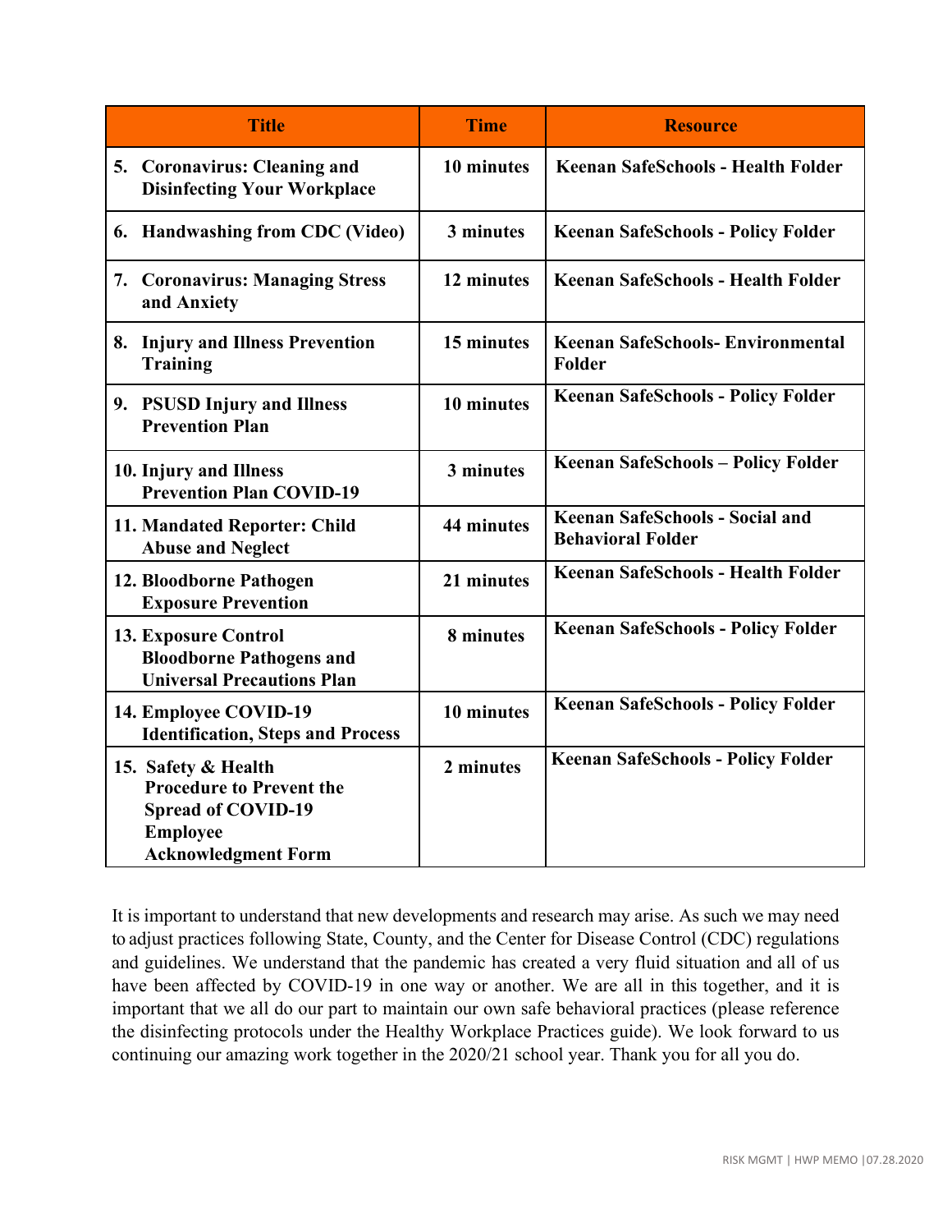| Title | Time | Resource |
|---|---|---|
| **5. Coronavirus: Cleaning and Disinfecting Your Workplace** | **10 minutes** | **Keenan SafeSchools - Health Folder** |
| **6. Handwashing from CDC (Video)** | **3 minutes** | **Keenan SafeSchools - Policy Folder** |
| **7. Coronavirus: Managing Stress and Anxiety** | **12 minutes** | **Keenan SafeSchools - Health Folder** |
| **8. Injury and Illness Prevention Training** | **15 minutes** | **Keenan SafeSchools- Environmental Folder** |
| **9. PSUSD Injury and Illness Prevention Plan** | **10 minutes** | **Keenan SafeSchools - Policy Folder** |
| **10. Injury and Illness Prevention Plan COVID-19** | **3 minutes** | **Keenan SafeSchools – Policy Folder** |
| **11. Mandated Reporter: Child Abuse and Neglect** | **44 minutes** | **Keenan SafeSchools - Social and Behavioral Folder** |
| **12. Bloodborne Pathogen Exposure Prevention** | **21 minutes** | **Keenan SafeSchools - Health Folder** |
| **13. Exposure Control Bloodborne Pathogens and Universal Precautions Plan** | **8 minutes** | **Keenan SafeSchools - Policy Folder** |
| **14. Employee COVID-19 Identification, Steps and Process** | **10 minutes** | **Keenan SafeSchools - Policy Folder** |
| **15. Safety & Health Procedure to Prevent the Spread of COVID-19 Employee Acknowledgment Form** | **2 minutes** | **Keenan SafeSchools - Policy Folder** |

It is important to understand that new developments and research may arise. As such we may need to adjust practices following State, County, and the Center for Disease Control (CDC) regulations and guidelines. We understand that the pandemic has created a very fluid situation and all of us have been affected by COVID-19 in one way or another. We are all in this together, and it is important that we all do our part to maintain our own safe behavioral practices (please reference the disinfecting protocols under the Healthy Workplace Practices guide). We look forward to us continuing our amazing work together in the 2020/21 school year. Thank you for all you do.